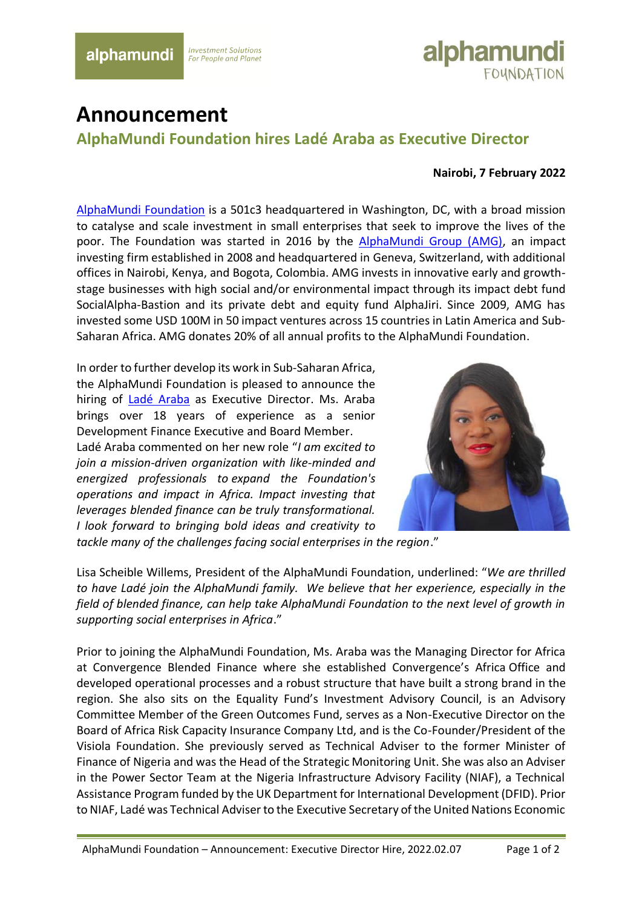# Announcement

## AlphaMundi Foundation hires Ladé Araba as Executive Director

**Nairobi, 7 February 2022**

AlphaMundi Foundation is a 501c3 headquartered in Washington, DC, with a broad mission to catalyse and scale investment in small enterprises that seek to improve the lives of the poor. The Foundation was started in 2016 by the AlphaMundi Group (AMG), an impact investing firm established in 2008 and headquartered in Geneva, Switzerland, with additional offices in Nairobi, Kenya, and Bogota, Colombia. AMG invests in innovative early and growth-stage businesses with high social and/or environmental impact through its impact debt fund SocialAlpha-Bastion and its private debt and equity fund AlphaJiri. Since 2009, AMG has invested some USD 100M in 50 impact ventures across 15 countries in Latin America and Sub-Saharan Africa. AMG donates 20% of all annual profits to the AlphaMundi Foundation.

In order to further develop its work in Sub-Saharan Africa, the AlphaMundi Foundation is pleased to announce the hiring of Ladé Araba as Executive Director. Ms. Araba brings over 18 years of experience as a senior Development Finance Executive and Board Member.
Ladé Araba commented on her new role "*I am excited to join a mission-driven organization with like-minded and energized professionals to expand the Foundation's operations and impact in Africa. Impact investing that leverages blended finance can be truly transformational. I look forward to bringing bold ideas and creativity to tackle many of the challenges facing social enterprises in the region*."

Lisa Scheible Willems, President of the AlphaMundi Foundation, underlined: "*We are thrilled to have Ladé join the AlphaMundi family. We believe that her experience, especially in the field of blended finance, can help take AlphaMundi Foundation to the next level of growth in supporting social enterprises in Africa*."

Prior to joining the AlphaMundi Foundation, Ms. Araba was the Managing Director for Africa at Convergence Blended Finance where she established Convergence's Africa Office and developed operational processes and a robust structure that have built a strong brand in the region. She also sits on the Equality Fund's Investment Advisory Council, is an Advisory Committee Member of the Green Outcomes Fund, serves as a Non-Executive Director on the Board of Africa Risk Capacity Insurance Company Ltd, and is the Co-Founder/President of the Visiola Foundation. She previously served as Technical Adviser to the former Minister of Finance of Nigeria and was the Head of the Strategic Monitoring Unit. She was also an Adviser in the Power Sector Team at the Nigeria Infrastructure Advisory Facility (NIAF), a Technical Assistance Program funded by the UK Department for International Development (DFID). Prior to NIAF, Ladé was Technical Adviser to the Executive Secretary of the United Nations Economic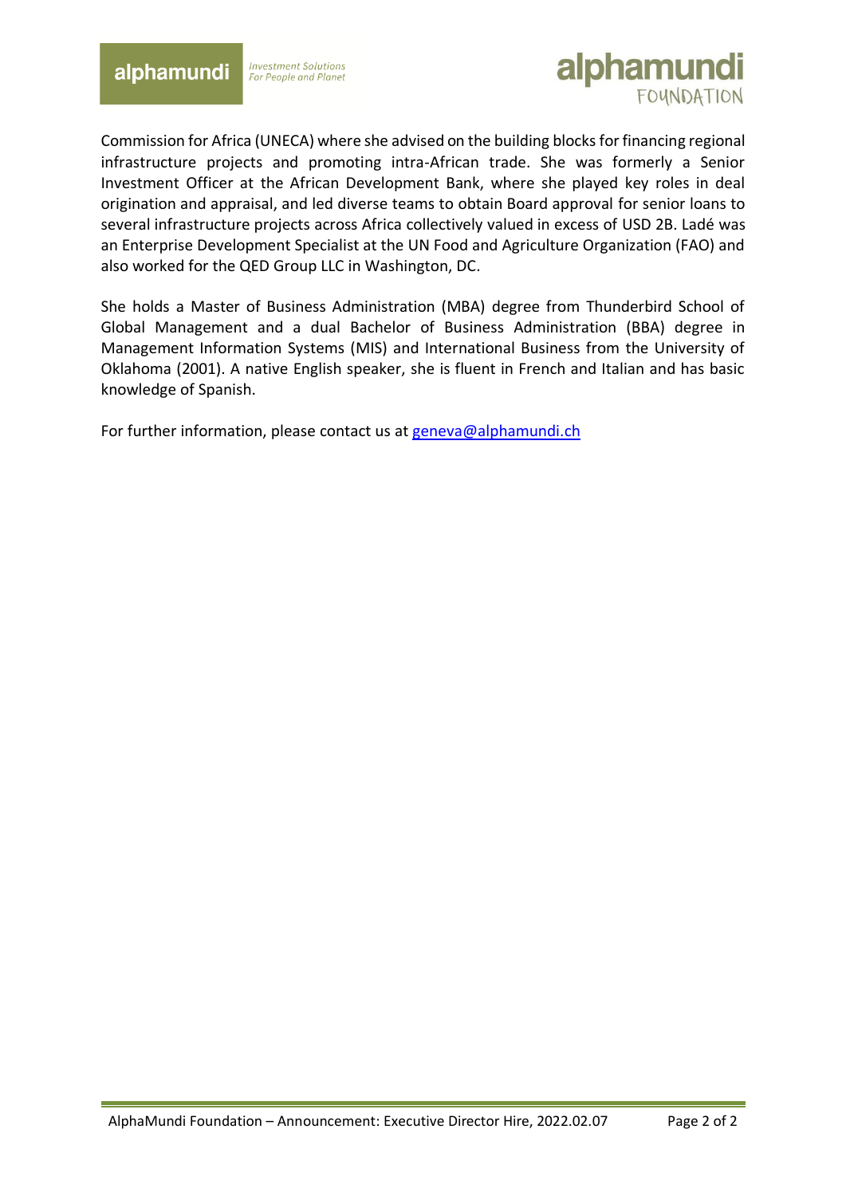Commission for Africa (UNECA) where she advised on the building blocks for financing regional infrastructure projects and promoting intra-African trade. She was formerly a Senior Investment Officer at the African Development Bank, where she played key roles in deal origination and appraisal, and led diverse teams to obtain Board approval for senior loans to several infrastructure projects across Africa collectively valued in excess of USD 2B. Ladé was an Enterprise Development Specialist at the UN Food and Agriculture Organization (FAO) and also worked for the QED Group LLC in Washington, DC.

She holds a Master of Business Administration (MBA) degree from Thunderbird School of Global Management and a dual Bachelor of Business Administration (BBA) degree in Management Information Systems (MIS) and International Business from the University of Oklahoma (2001). A native English speaker, she is fluent in French and Italian and has basic knowledge of Spanish.

For further information, please contact us at [geneva@alphamundi.ch](mailto:geneva@alphamundi.ch)